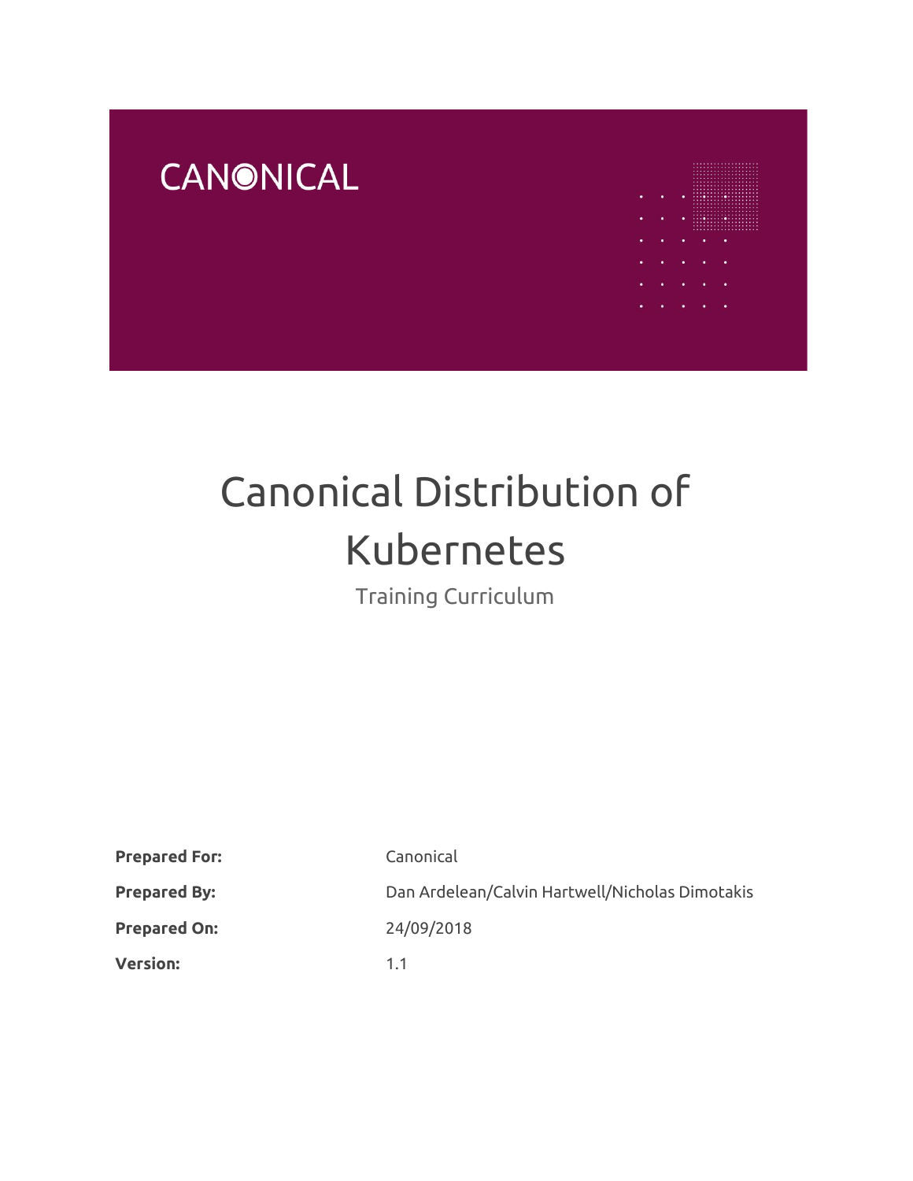CANONICAL

# Canonical Distribution of Kubernetes

## Training Curriculum

| | |
|---|---|
| **Prepared For:** | Canonical |
| **Prepared By:** | Dan Ardelean/Calvin Hartwell/Nicholas Dimotakis |
| **Prepared On:** | 24/09/2018 |
| **Version:** | 1.1 |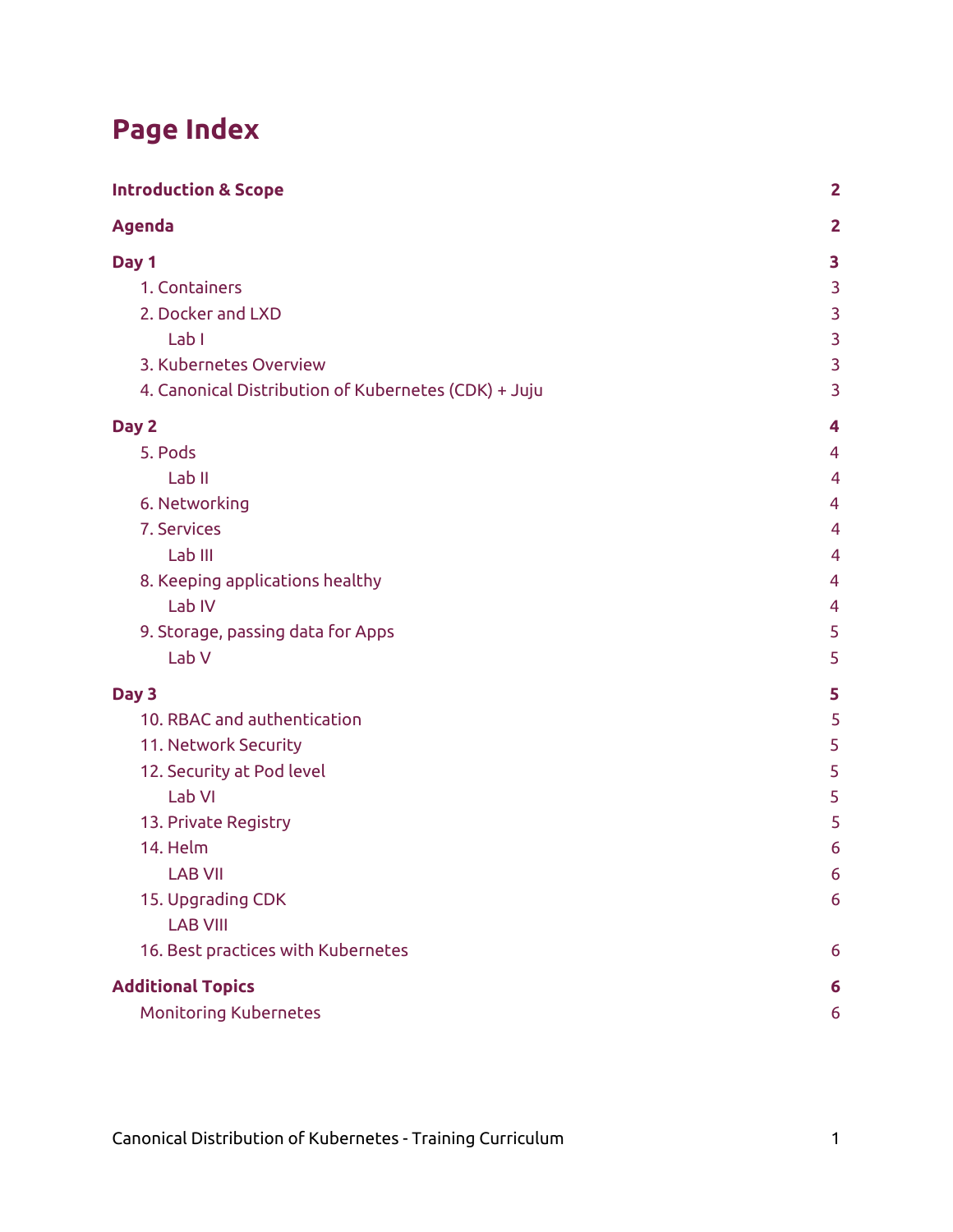# Page Index

| | |
|---|---|
| **Introduction & Scope** | **2** |
| **Agenda** | **2** |
| **Day 1** | **3** |
| 1. Containers | 3 |
| 2. Docker and LXD | 3 |
| Lab I | 3 |
| 3. Kubernetes Overview | 3 |
| 4. Canonical Distribution of Kubernetes (CDK) + Juju | 3 |
| **Day 2** | **4** |
| 5. Pods | 4 |
| Lab II | 4 |
| 6. Networking | 4 |
| 7. Services | 4 |
| Lab III | 4 |
| 8. Keeping applications healthy | 4 |
| Lab IV | 4 |
| 9. Storage, passing data for Apps | 5 |
| Lab V | 5 |
| **Day 3** | **5** |
| 10. RBAC and authentication | 5 |
| 11. Network Security | 5 |
| 12. Security at Pod level | 5 |
| Lab VI | 5 |
| 13. Private Registry | 5 |
| 14. Helm | 6 |
| LAB VII | 6 |
| 15. Upgrading CDK | 6 |
| LAB VIII | |
| 16. Best practices with Kubernetes | 6 |
| **Additional Topics** | **6** |
| Monitoring Kubernetes | 6 |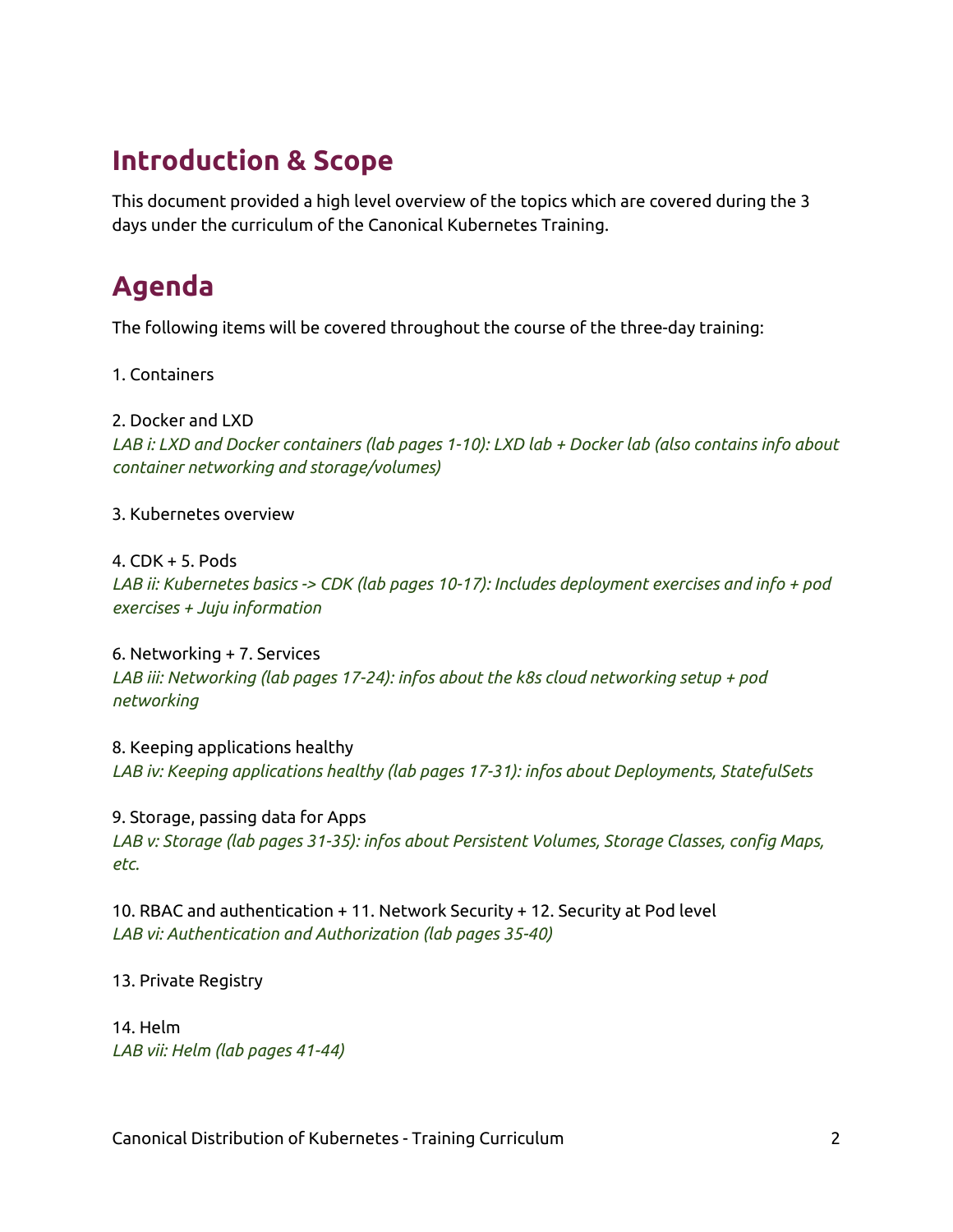## Introduction & Scope

This document provided a high level overview of the topics which are covered during the 3 days under the curriculum of the Canonical Kubernetes Training.

## Agenda

The following items will be covered throughout the course of the three-day training:

1. Containers

2. Docker and LXD
*LAB i: LXD and Docker containers (lab pages 1-10): LXD lab + Docker lab (also contains info about container networking and storage/volumes)*

3. Kubernetes overview

4. CDK + 5. Pods
*LAB ii: Kubernetes basics -> CDK (lab pages 10-17): Includes deployment exercises and info + pod exercises + Juju information*

6. Networking + 7. Services
*LAB iii: Networking (lab pages 17-24): infos about the k8s cloud networking setup + pod networking*

8. Keeping applications healthy
*LAB iv: Keeping applications healthy (lab pages 17-31): infos about Deployments, StatefulSets*

9. Storage, passing data for Apps
*LAB v: Storage (lab pages 31-35): infos about Persistent Volumes, Storage Classes, config Maps, etc.*

10. RBAC and authentication + 11. Network Security + 12. Security at Pod level
*LAB vi: Authentication and Authorization (lab pages 35-40)*

13. Private Registry

14. Helm
*LAB vii: Helm (lab pages 41-44)*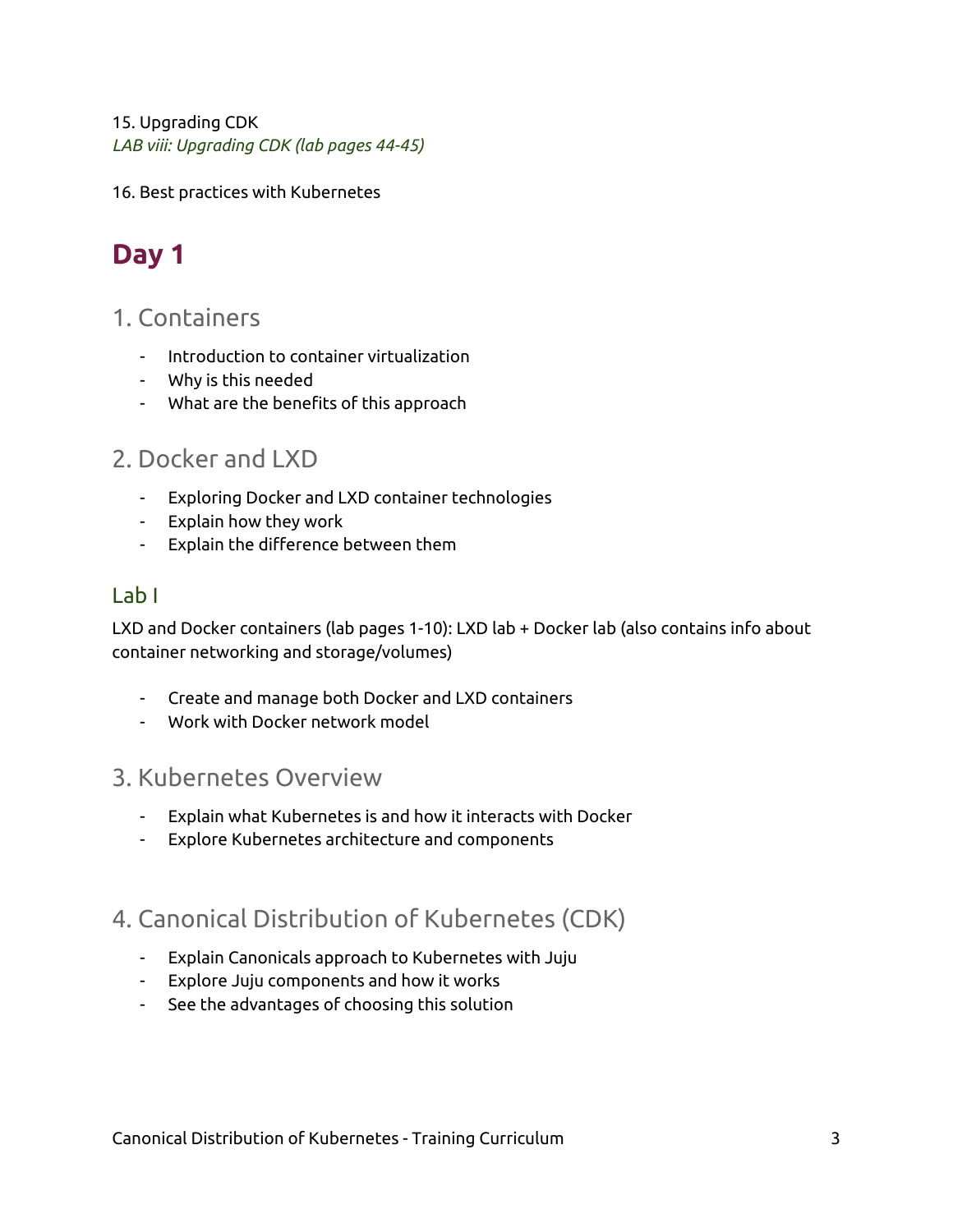15. Upgrading CDK

*LAB viii: Upgrading CDK (lab pages 44-45)*

16. Best practices with Kubernetes

# Day 1

## 1. Containers

- Introduction to container virtualization
- Why is this needed
- What are the benefits of this approach

## 2. Docker and LXD

- Exploring Docker and LXD container technologies
- Explain how they work
- Explain the difference between them

### Lab I

LXD and Docker containers (lab pages 1-10): LXD lab + Docker lab (also contains info about container networking and storage/volumes)

- Create and manage both Docker and LXD containers
- Work with Docker network model

## 3. Kubernetes Overview

- Explain what Kubernetes is and how it interacts with Docker
- Explore Kubernetes architecture and components

## 4. Canonical Distribution of Kubernetes (CDK)

- Explain Canonicals approach to Kubernetes with Juju
- Explore Juju components and how it works
- See the advantages of choosing this solution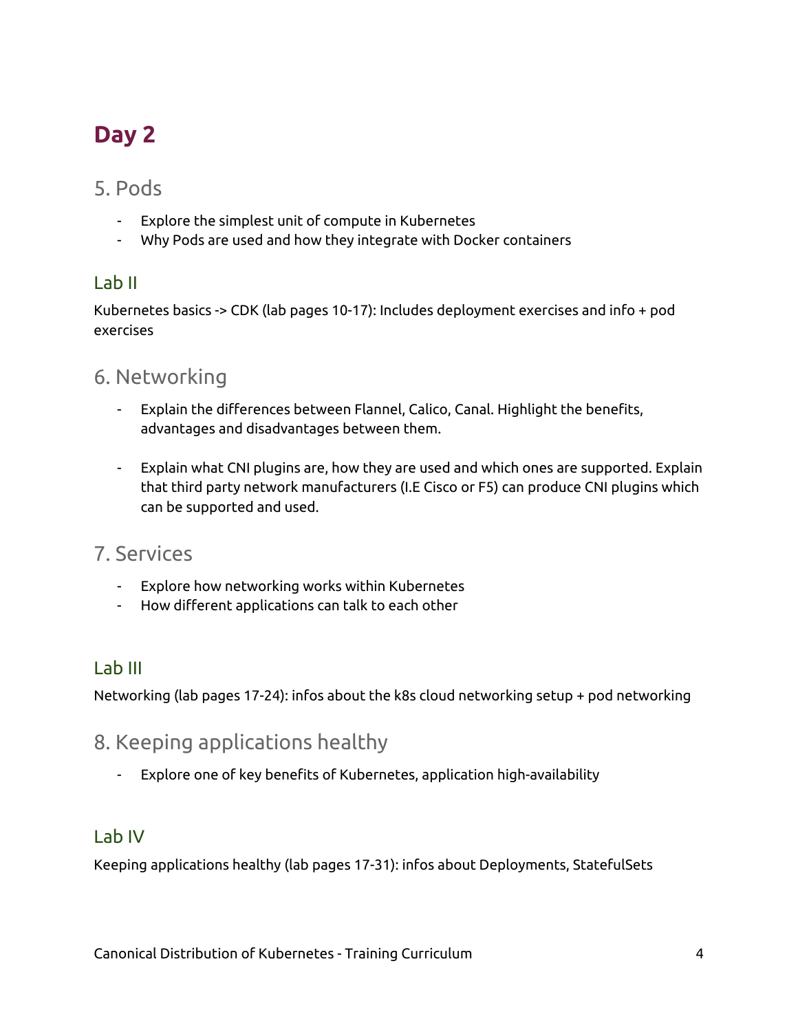# Day 2

## 5. Pods

- Explore the simplest unit of compute in Kubernetes
- Why Pods are used and how they integrate with Docker containers

### Lab II

Kubernetes basics -> CDK (lab pages 10-17): Includes deployment exercises and info + pod exercises

## 6. Networking

- Explain the differences between Flannel, Calico, Canal. Highlight the benefits, advantages and disadvantages between them.

- Explain what CNI plugins are, how they are used and which ones are supported. Explain that third party network manufacturers (I.E Cisco or F5) can produce CNI plugins which can be supported and used.

## 7. Services

- Explore how networking works within Kubernetes
- How different applications can talk to each other

### Lab III

Networking (lab pages 17-24): infos about the k8s cloud networking setup + pod networking

## 8. Keeping applications healthy

- Explore one of key benefits of Kubernetes, application high-availability

### Lab IV

Keeping applications healthy (lab pages 17-31): infos about Deployments, StatefulSets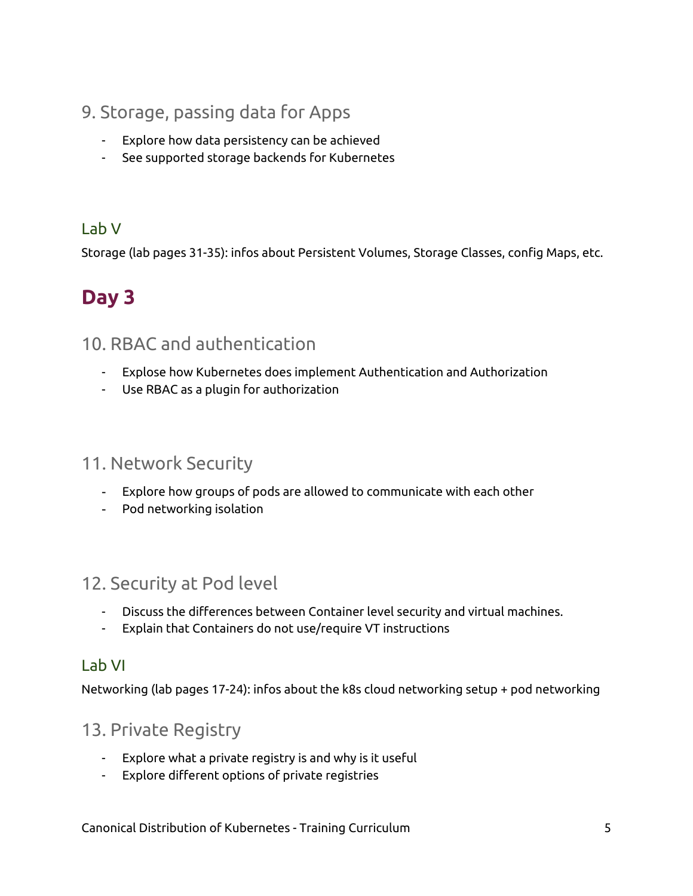## 9. Storage, passing data for Apps

- Explore how data persistency can be achieved
- See supported storage backends for Kubernetes

### Lab V

Storage (lab pages 31-35): infos about Persistent Volumes, Storage Classes, config Maps, etc.

# Day 3

## 10. RBAC and authentication

- Explose how Kubernetes does implement Authentication and Authorization
- Use RBAC as a plugin for authorization

## 11. Network Security

- Explore how groups of pods are allowed to communicate with each other
- Pod networking isolation

## 12. Security at Pod level

- Discuss the differences between Container level security and virtual machines.
- Explain that Containers do not use/require VT instructions

### Lab VI

Networking (lab pages 17-24): infos about the k8s cloud networking setup + pod networking

## 13. Private Registry

- Explore what a private registry is and why is it useful
- Explore different options of private registries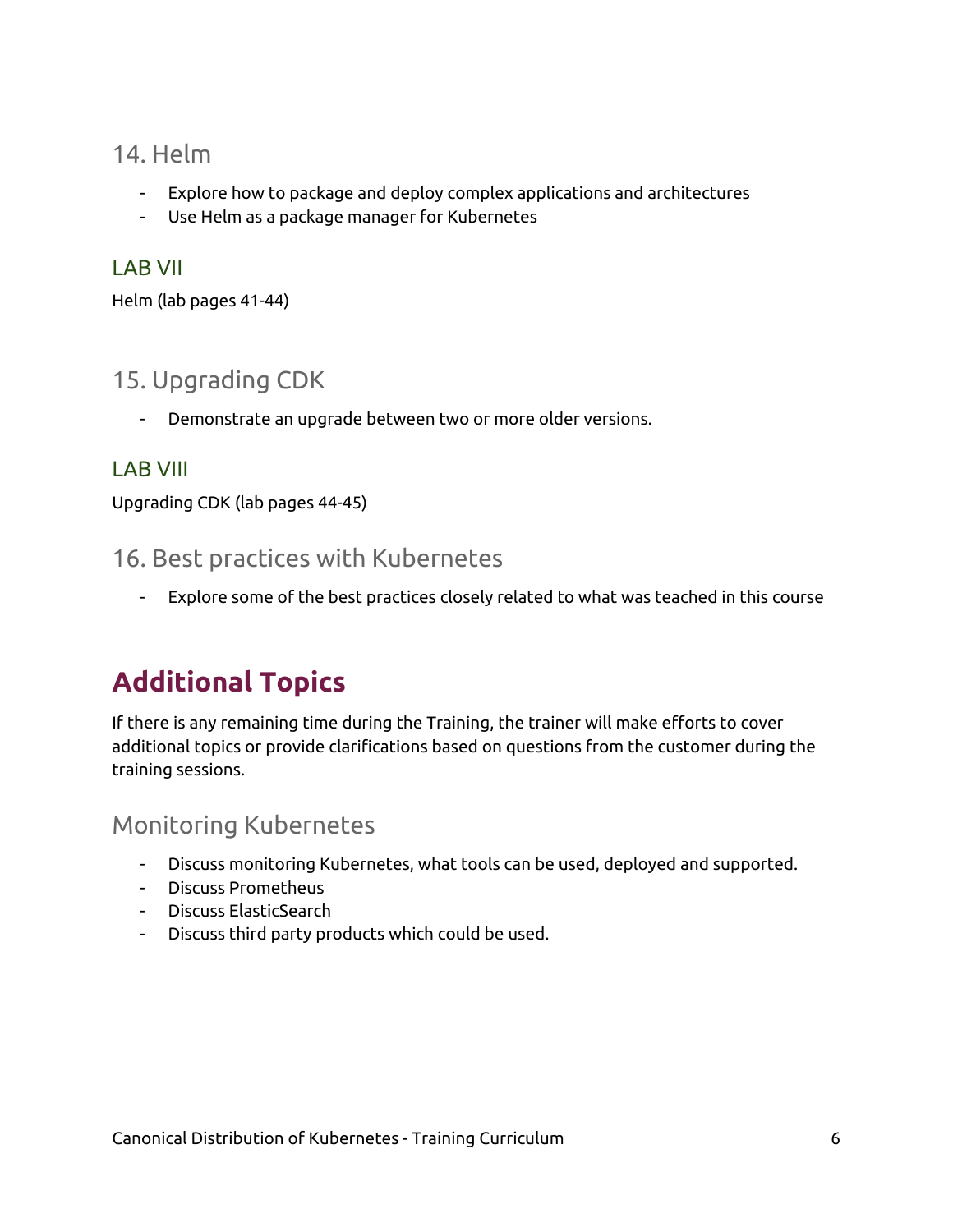## 14. Helm

- Explore how to package and deploy complex applications and architectures
- Use Helm as a package manager for Kubernetes

### LAB VII

Helm (lab pages 41-44)

## 15. Upgrading CDK

- Demonstrate an upgrade between two or more older versions.

### LAB VIII

Upgrading CDK (lab pages 44-45)

## 16. Best practices with Kubernetes

- Explore some of the best practices closely related to what was teached in this course

# Additional Topics

If there is any remaining time during the Training, the trainer will make efforts to cover additional topics or provide clarifications based on questions from the customer during the training sessions.

## Monitoring Kubernetes

- Discuss monitoring Kubernetes, what tools can be used, deployed and supported.
- Discuss Prometheus
- Discuss ElasticSearch
- Discuss third party products which could be used.